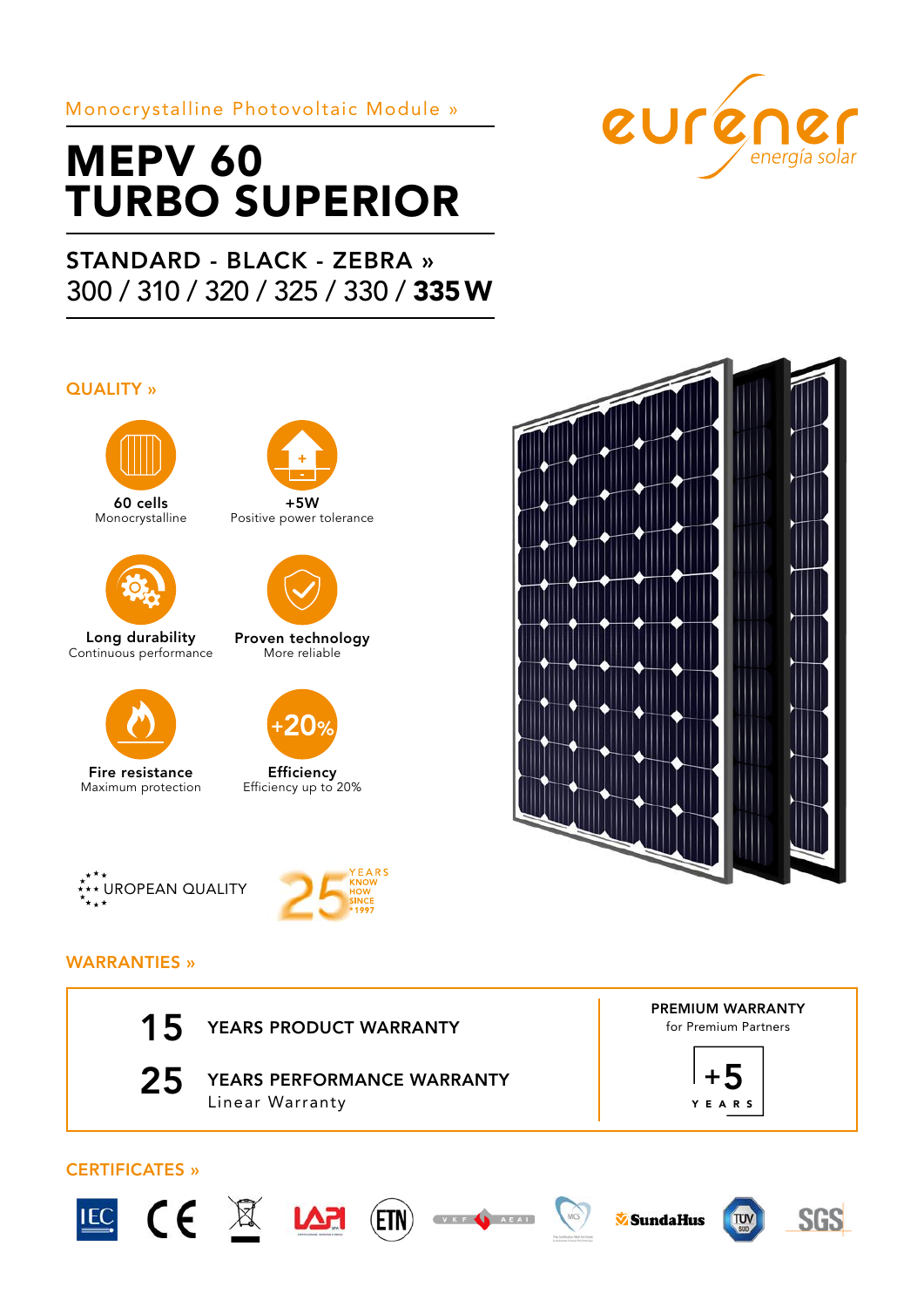Monocrystalline Photovoltaic Module »

eurener energía solar

# MEPV 60 TURBO SUPERIOR

## STANDARD - BLACK - ZEBRA »

300 / 310 / 320 / 325 / 330 / **335 W**

## QUALITY »

**60 cells**
Monocrystalline

**+5W**
Positive power tolerance

**Long durability**
Continuous performance

**Proven technology**
More reliable

**Fire resistance**
Maximum protection

**Efficiency**
Efficiency up to 20%

EUROPEAN QUALITY

25 YEARS KNOW HOW SINCE *1997

## WARRANTIES »

**15** YEARS PRODUCT WARRANTY

**25** YEARS PERFORMANCE WARRANTY
Linear Warranty

**PREMIUM WARRANTY**
for Premium Partners

+5 YEARS

## CERTIFICATES »

IEC · CE · LAPI · ETN · VKF AEAI · MCS · SundaHus · TÜV SÜD · SGS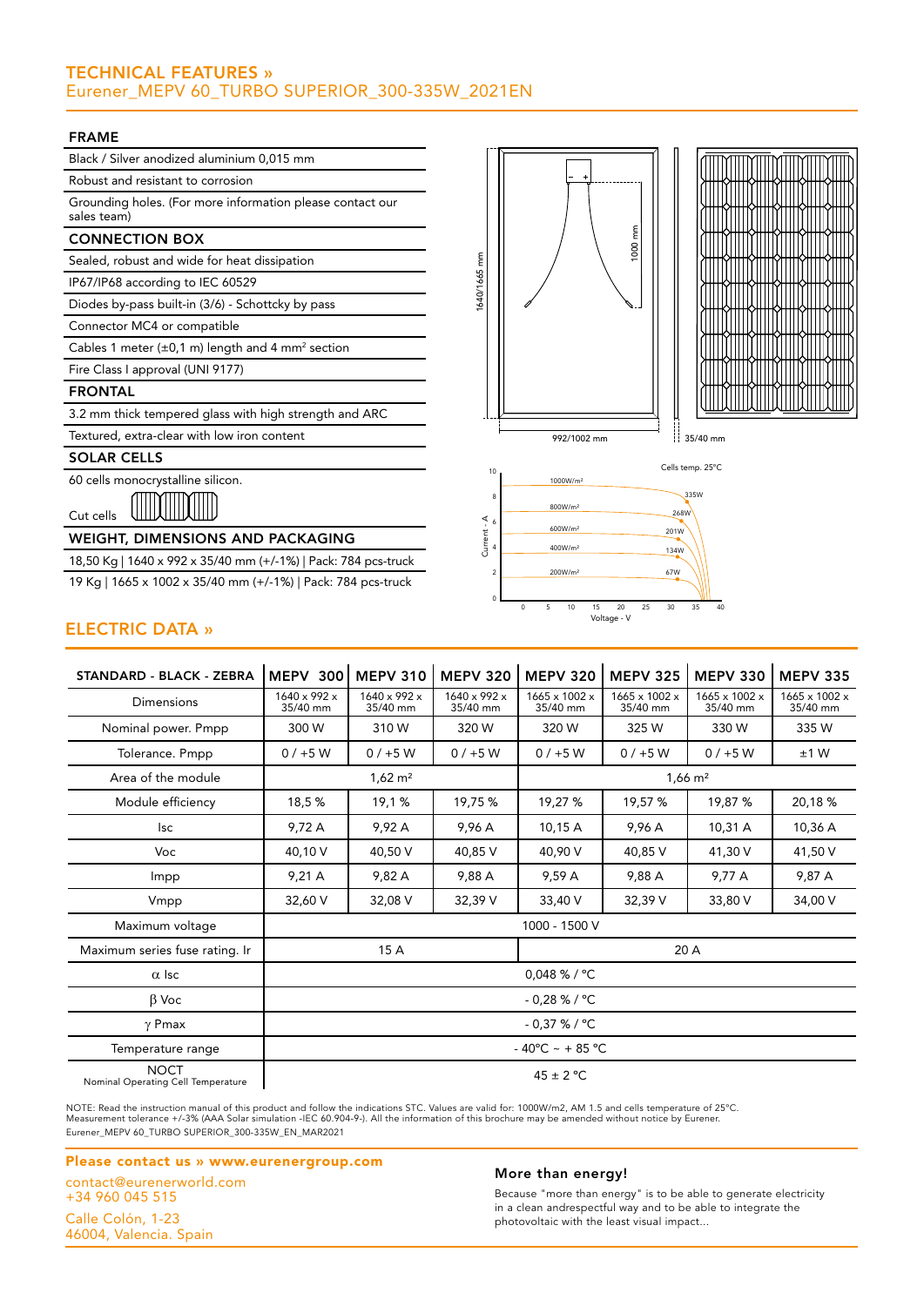## TECHNICAL FEATURES »
Eurener_MEPV 60_TURBO SUPERIOR_300-335W_2021EN

### FRAME

Black / Silver anodized aluminium 0,015 mm

Robust and resistant to corrosion

Grounding holes. (For more information please contact our sales team)

### CONNECTION BOX

Sealed, robust and wide for heat dissipation

IP67/IP68 according to IEC 60529

Diodes by-pass built-in (3/6) - Schottcky by pass

Connector MC4 or compatible

Cables 1 meter (±0,1 m) length and 4 mm² section

Fire Class I approval (UNI 9177)

### FRONTAL

3.2 mm thick tempered glass with high strength and ARC

Textured, extra-clear with low iron content

### SOLAR CELLS

60 cells monocrystalline silicon.

Cut cells

### WEIGHT, DIMENSIONS AND PACKAGING

18,50 Kg | 1640 x 992 x 35/40 mm (+/-1%) | Pack: 784 pcs-truck

19 Kg | 1665 x 1002 x 35/40 mm (+/-1%) | Pack: 784 pcs-truck

1640/1665 mm

1000 mm

992/1002 mm

35/40 mm

Cells temp. 25°C

1000W/m²
800W/m²
600W/m²
400W/m²
200W/m²

335W
268W
201W
134W
67W

Current - A

Voltage - V

## ELECTRIC DATA »

| STANDARD - BLACK - ZEBRA | MEPV 300 | MEPV 310 | MEPV 320 | MEPV 320 | MEPV 325 | MEPV 330 | MEPV 335 |
|---|---|---|---|---|---|---|---|
| Dimensions | 1640 x 992 x 35/40 mm | 1640 x 992 x 35/40 mm | 1640 x 992 x 35/40 mm | 1665 x 1002 x 35/40 mm | 1665 x 1002 x 35/40 mm | 1665 x 1002 x 35/40 mm | 1665 x 1002 x 35/40 mm |
| Nominal power. Pmpp | 300 W | 310 W | 320 W | 320 W | 325 W | 330 W | 335 W |
| Tolerance. Pmpp | 0 / +5 W | 0 / +5 W | 0 / +5 W | 0 / +5 W | 0 / +5 W | 0 / +5 W | ±1 W |
| Area of the module | 1,62 m² | | | 1,66 m² | | | |
| Module efficiency | 18,5 % | 19,1 % | 19,75 % | 19,27 % | 19,57 % | 19,87 % | 20,18 % |
| Isc | 9,72 A | 9,92 A | 9,96 A | 10,15 A | 9,96 A | 10,31 A | 10,36 A |
| Voc | 40,10 V | 40,50 V | 40,85 V | 40,90 V | 40,85 V | 41,30 V | 41,50 V |
| Impp | 9,21 A | 9,82 A | 9,88 A | 9,59 A | 9,88 A | 9,77 A | 9,87 A |
| Vmpp | 32,60 V | 32,08 V | 32,39 V | 33,40 V | 32,39 V | 33,80 V | 34,00 V |
| Maximum voltage | 1000 - 1500 V | | | | | | |
| Maximum series fuse rating. Ir | 15 A | | | 20 A | | | |
| $\alpha$ Isc | 0,048 % / °C | | | | | | |
| $\beta$ Voc | - 0,28 % / °C | | | | | | |
| $\gamma$ Pmax | - 0,37 % / °C | | | | | | |
| Temperature range | - 40°C ~ + 85 °C | | | | | | |
| NOCT Nominal Operating Cell Temperature | 45 ± 2 °C | | | | | | |

NOTE: Read the instruction manual of this product and follow the indications STC. Values are valid for: 1000W/m2, AM 1.5 and cells temperature of 25°C. Measurement tolerance +/-3% (AAA Solar simulation -IEC 60.904-9-). All the information of this brochure may be amended without notice by Eurener.
Eurener_MEPV 60_TURBO SUPERIOR_300-335W_EN_MAR2021

**Please contact us » www.eurenergroup.com**

contact@eurenerworld.com
+34 960 045 515

Calle Colón, 1-23
46004, Valencia. Spain

### More than energy!

Because "more than energy" is to be able to generate electricity in a clean andrespectful way and to be able to integrate the photovoltaic with the least visual impact...